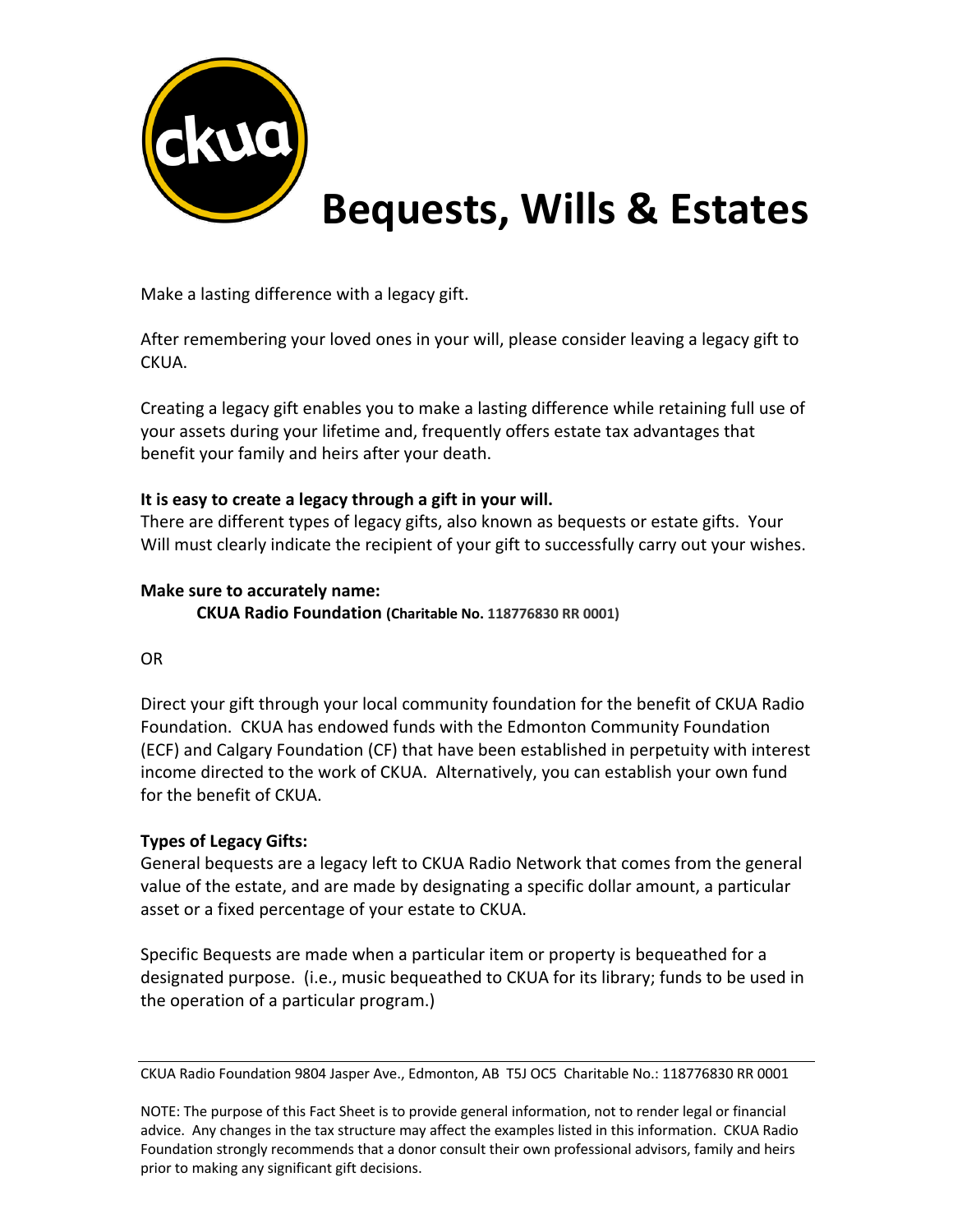# Bequests, Wills & Estates

Make a lasting difference with a legacy gift.

After remembering your loved ones in your will, please consider leaving a legacy gift to CKUA.

Creating a legacy gift enables you to make a lasting difference while retaining full use of your assets during your lifetime and, frequently offers estate tax advantages that benefit your family and heirs after your death.

**It is easy to create a legacy through a gift in your will.**
There are different types of legacy gifts, also known as bequests or estate gifts. Your Will must clearly indicate the recipient of your gift to successfully carry out your wishes.

**Make sure to accurately name:**

**CKUA Radio Foundation (Charitable No. 118776830 RR 0001)**

OR

Direct your gift through your local community foundation for the benefit of CKUA Radio Foundation. CKUA has endowed funds with the Edmonton Community Foundation (ECF) and Calgary Foundation (CF) that have been established in perpetuity with interest income directed to the work of CKUA. Alternatively, you can establish your own fund for the benefit of CKUA.

**Types of Legacy Gifts:**
General bequests are a legacy left to CKUA Radio Network that comes from the general value of the estate, and are made by designating a specific dollar amount, a particular asset or a fixed percentage of your estate to CKUA.

Specific Bequests are made when a particular item or property is bequeathed for a designated purpose. (i.e., music bequeathed to CKUA for its library; funds to be used in the operation of a particular program.)

CKUA Radio Foundation 9804 Jasper Ave., Edmonton, AB T5J OC5 Charitable No.: 118776830 RR 0001

NOTE: The purpose of this Fact Sheet is to provide general information, not to render legal or financial advice. Any changes in the tax structure may affect the examples listed in this information. CKUA Radio Foundation strongly recommends that a donor consult their own professional advisors, family and heirs prior to making any significant gift decisions.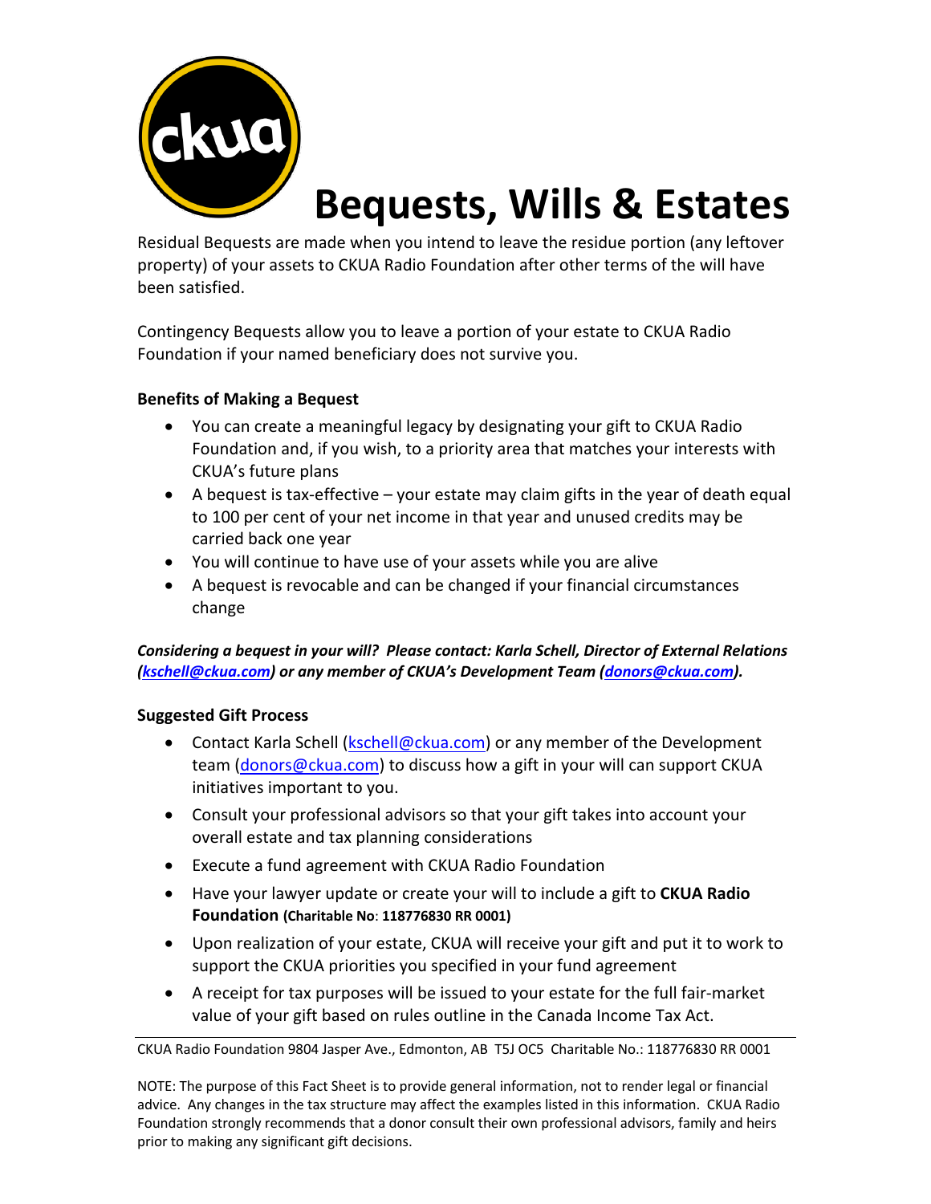# Bequests, Wills & Estates

Residual Bequests are made when you intend to leave the residue portion (any leftover property) of your assets to CKUA Radio Foundation after other terms of the will have been satisfied.

Contingency Bequests allow you to leave a portion of your estate to CKUA Radio Foundation if your named beneficiary does not survive you.

**Benefits of Making a Bequest**

- You can create a meaningful legacy by designating your gift to CKUA Radio Foundation and, if you wish, to a priority area that matches your interests with CKUA's future plans
- A bequest is tax-effective – your estate may claim gifts in the year of death equal to 100 per cent of your net income in that year and unused credits may be carried back one year
- You will continue to have use of your assets while you are alive
- A bequest is revocable and can be changed if your financial circumstances change

***Considering a bequest in your will? Please contact: Karla Schell, Director of External Relations (kschell@ckua.com) or any member of CKUA's Development Team (donors@ckua.com).***

**Suggested Gift Process**

- Contact Karla Schell (kschell@ckua.com) or any member of the Development team (donors@ckua.com) to discuss how a gift in your will can support CKUA initiatives important to you.
- Consult your professional advisors so that your gift takes into account your overall estate and tax planning considerations
- Execute a fund agreement with CKUA Radio Foundation
- Have your lawyer update or create your will to include a gift to **CKUA Radio Foundation (Charitable No: 118776830 RR 0001)**
- Upon realization of your estate, CKUA will receive your gift and put it to work to support the CKUA priorities you specified in your fund agreement
- A receipt for tax purposes will be issued to your estate for the full fair-market value of your gift based on rules outline in the Canada Income Tax Act.

CKUA Radio Foundation 9804 Jasper Ave., Edmonton, AB T5J OC5 Charitable No.: 118776830 RR 0001

NOTE: The purpose of this Fact Sheet is to provide general information, not to render legal or financial advice. Any changes in the tax structure may affect the examples listed in this information. CKUA Radio Foundation strongly recommends that a donor consult their own professional advisors, family and heirs prior to making any significant gift decisions.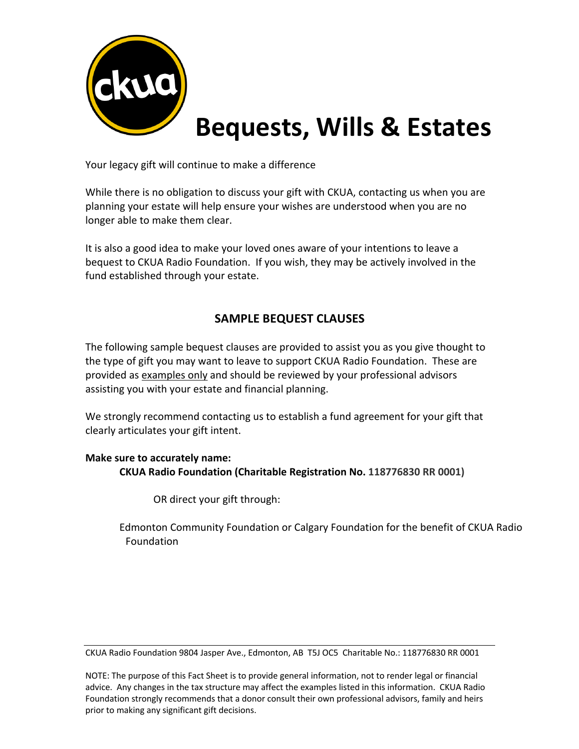# Bequests, Wills & Estates

Your legacy gift will continue to make a difference

While there is no obligation to discuss your gift with CKUA, contacting us when you are planning your estate will help ensure your wishes are understood when you are no longer able to make them clear.

It is also a good idea to make your loved ones aware of your intentions to leave a bequest to CKUA Radio Foundation. If you wish, they may be actively involved in the fund established through your estate.

## SAMPLE BEQUEST CLAUSES

The following sample bequest clauses are provided to assist you as you give thought to the type of gift you may want to leave to support CKUA Radio Foundation. These are provided as examples only and should be reviewed by your professional advisors assisting you with your estate and financial planning.

We strongly recommend contacting us to establish a fund agreement for your gift that clearly articulates your gift intent.

**Make sure to accurately name:**

**CKUA Radio Foundation (Charitable Registration No. 118776830 RR 0001)**

OR direct your gift through:

Edmonton Community Foundation or Calgary Foundation for the benefit of CKUA Radio Foundation

CKUA Radio Foundation 9804 Jasper Ave., Edmonton, AB T5J OC5 Charitable No.: 118776830 RR 0001

NOTE: The purpose of this Fact Sheet is to provide general information, not to render legal or financial advice. Any changes in the tax structure may affect the examples listed in this information. CKUA Radio Foundation strongly recommends that a donor consult their own professional advisors, family and heirs prior to making any significant gift decisions.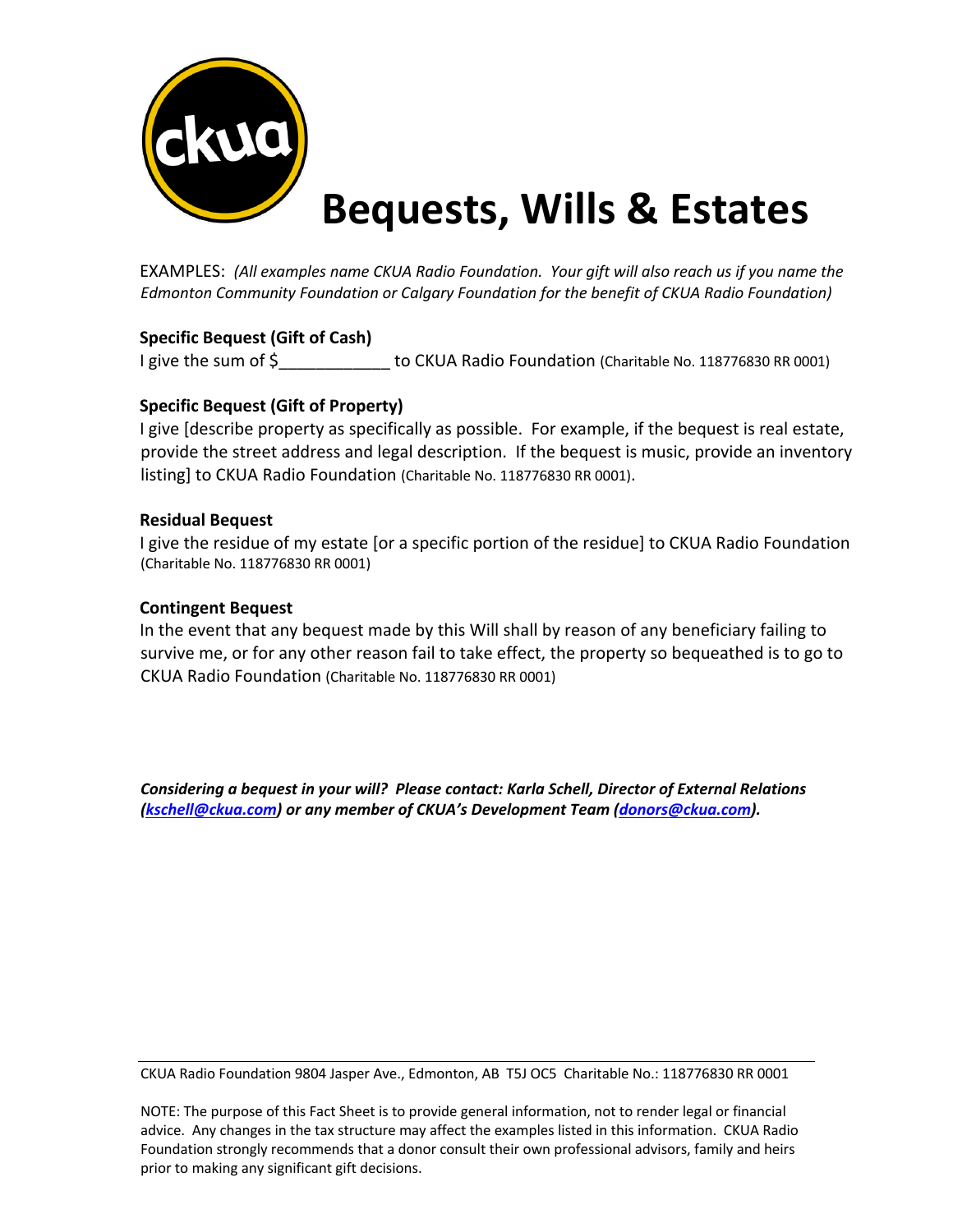# Bequests, Wills & Estates

EXAMPLES: *(All examples name CKUA Radio Foundation. Your gift will also reach us if you name the Edmonton Community Foundation or Calgary Foundation for the benefit of CKUA Radio Foundation)*

**Specific Bequest (Gift of Cash)**

I give the sum of $____________ to CKUA Radio Foundation (Charitable No. 118776830 RR 0001)

**Specific Bequest (Gift of Property)**

I give [describe property as specifically as possible. For example, if the bequest is real estate, provide the street address and legal description. If the bequest is music, provide an inventory listing] to CKUA Radio Foundation (Charitable No. 118776830 RR 0001).

**Residual Bequest**

I give the residue of my estate [or a specific portion of the residue] to CKUA Radio Foundation (Charitable No. 118776830 RR 0001)

**Contingent Bequest**

In the event that any bequest made by this Will shall by reason of any beneficiary failing to survive me, or for any other reason fail to take effect, the property so bequeathed is to go to CKUA Radio Foundation (Charitable No. 118776830 RR 0001)

***Considering a bequest in your will? Please contact: Karla Schell, Director of External Relations (kschell@ckua.com) or any member of CKUA's Development Team (donors@ckua.com).***

CKUA Radio Foundation 9804 Jasper Ave., Edmonton, AB T5J OC5 Charitable No.: 118776830 RR 0001

NOTE: The purpose of this Fact Sheet is to provide general information, not to render legal or financial advice. Any changes in the tax structure may affect the examples listed in this information. CKUA Radio Foundation strongly recommends that a donor consult their own professional advisors, family and heirs prior to making any significant gift decisions.